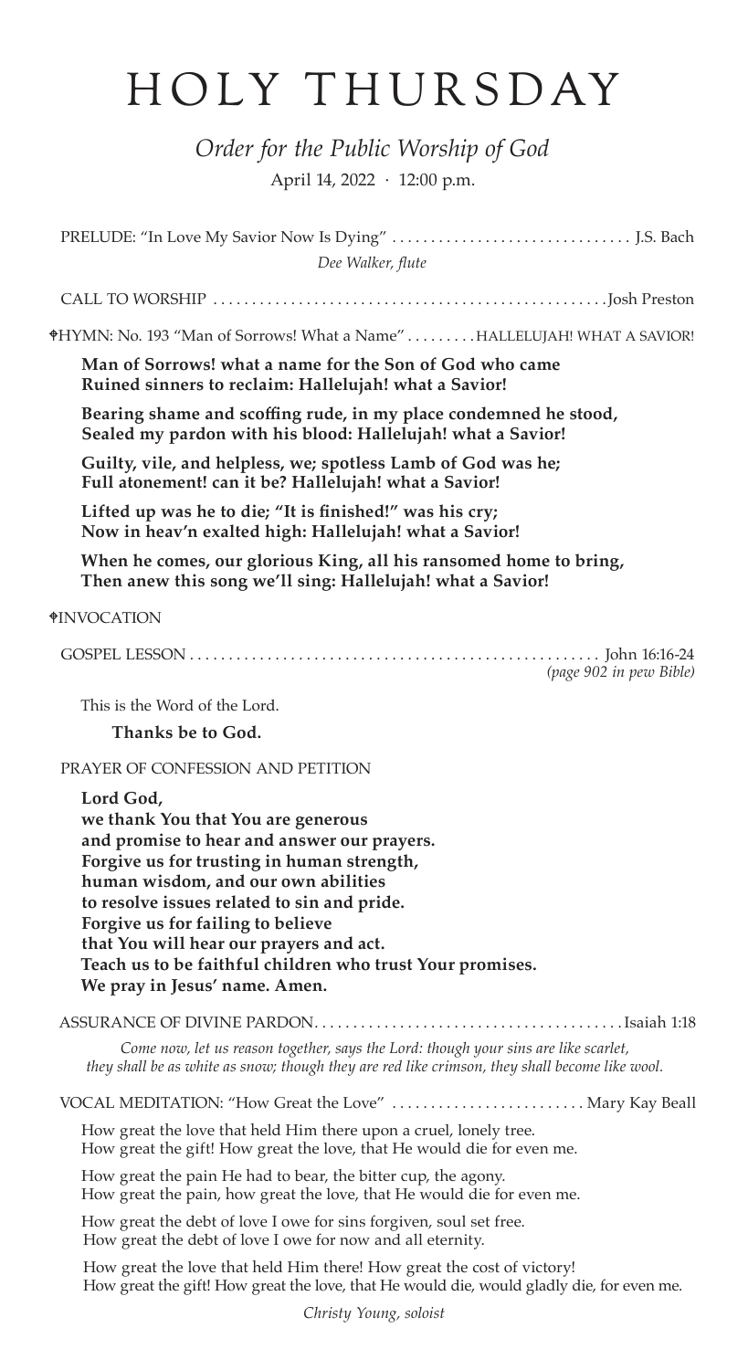# HOLY THURSDAY

*Order for the Public Worship of God*

April 14, 2022 · 12:00 p.m.

PRELUDE: "In Love My Savior Now Is Dying" . . . . . . . . . . . . . . . . . . . . . . . . . . . . . . . J.S. Bach

*Dee Walker, flute*

CALL TO WORSHIP . . . . . . . . . . . . . . . . . . . . . . . . . . . . . . . . . . . . . . . . . . . . . . . . . . Josh Preston

✠HYMN: No. 193 "Man of Sorrows! What a Name" . . . . . . . . . HALLELUJAH! WHAT A SAVIOR!

**Man of Sorrows! what a name for the Son of God who came**
**Ruined sinners to reclaim: Hallelujah! what a Savior!**

**Bearing shame and scoffing rude, in my place condemned he stood,**
**Sealed my pardon with his blood: Hallelujah! what a Savior!**

**Guilty, vile, and helpless, we; spotless Lamb of God was he;**
**Full atonement! can it be? Hallelujah! what a Savior!**

**Lifted up was he to die; "It is finished!" was his cry;**
**Now in heav'n exalted high: Hallelujah! what a Savior!**

**When he comes, our glorious King, all his ransomed home to bring,**
**Then anew this song we'll sing: Hallelujah! what a Savior!**

✠INVOCATION

GOSPEL LESSON . . . . . . . . . . . . . . . . . . . . . . . . . . . . . . . . . . . . . . . . . . . . . . . . . . . . John 16:16-24

*(page 902 in pew Bible)*

This is the Word of the Lord.

**Thanks be to God.**

PRAYER OF CONFESSION AND PETITION

**Lord God,**
**we thank You that You are generous**
**and promise to hear and answer our prayers.**
**Forgive us for trusting in human strength,**
**human wisdom, and our own abilities**
**to resolve issues related to sin and pride.**
**Forgive us for failing to believe**
**that You will hear our prayers and act.**
**Teach us to be faithful children who trust Your promises.**
**We pray in Jesus' name. Amen.**

ASSURANCE OF DIVINE PARDON. . . . . . . . . . . . . . . . . . . . . . . . . . . . . . . . . . . . . . . . Isaiah 1:18

*Come now, let us reason together, says the Lord: though your sins are like scarlet,*
*they shall be as white as snow; though they are red like crimson, they shall become like wool.*

VOCAL MEDITATION: "How Great the Love" . . . . . . . . . . . . . . . . . . . . . . . . . Mary Kay Beall

How great the love that held Him there upon a cruel, lonely tree.
How great the gift! How great the love, that He would die for even me.

How great the pain He had to bear, the bitter cup, the agony.
How great the pain, how great the love, that He would die for even me.

How great the debt of love I owe for sins forgiven, soul set free.
How great the debt of love I owe for now and all eternity.

How great the love that held Him there! How great the cost of victory!
How great the gift! How great the love, that He would die, would gladly die, for even me.

*Christy Young, soloist*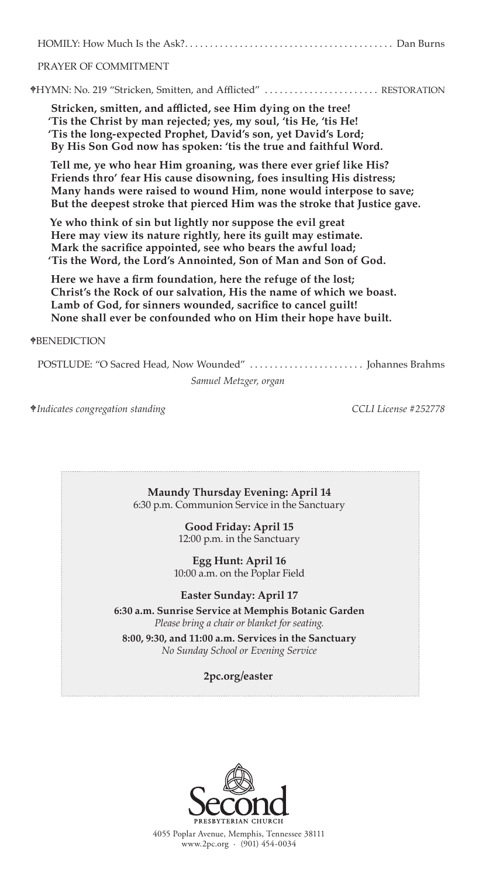HOMILY: How Much Is the Ask? . . . . . . . . . . . . . . . . . . . . . . . . . . . . . . . . . . . . . . . . . . Dan Burns

PRAYER OF COMMITMENT

✝HYMN: No. 219 "Stricken, Smitten, and Afflicted" . . . . . . . . . . . . . . . . . . . . . . . RESTORATION

**Stricken, smitten, and afflicted, see Him dying on the tree!**
**'Tis the Christ by man rejected; yes, my soul, 'tis He, 'tis He!**
**'Tis the long-expected Prophet, David's son, yet David's Lord;**
**By His Son God now has spoken: 'tis the true and faithful Word.**

**Tell me, ye who hear Him groaning, was there ever grief like His?**
**Friends thro' fear His cause disowning, foes insulting His distress;**
**Many hands were raised to wound Him, none would interpose to save;**
**But the deepest stroke that pierced Him was the stroke that Justice gave.**

**Ye who think of sin but lightly nor suppose the evil great**
**Here may view its nature rightly, here its guilt may estimate.**
**Mark the sacrifice appointed, see who bears the awful load;**
**'Tis the Word, the Lord's Annointed, Son of Man and Son of God.**

**Here we have a firm foundation, here the refuge of the lost;**
**Christ's the Rock of our salvation, His the name of which we boast.**
**Lamb of God, for sinners wounded, sacrifice to cancel guilt!**
**None shall ever be confounded who on Him their hope have built.**

✝BENEDICTION

POSTLUDE: "O Sacred Head, Now Wounded" . . . . . . . . . . . . . . . . . . . . . . . Johannes Brahms

*Samuel Metzger, organ*

✝*Indicates congregation standing*

*CCLI License #252778*

**Maundy Thursday Evening: April 14**
6:30 p.m. Communion Service in the Sanctuary

**Good Friday: April 15**
12:00 p.m. in the Sanctuary

**Egg Hunt: April 16**
10:00 a.m. on the Poplar Field

**Easter Sunday: April 17**

**6:30 a.m. Sunrise Service at Memphis Botanic Garden**
*Please bring a chair or blanket for seating.*

**8:00, 9:30, and 11:00 a.m. Services in the Sanctuary**
*No Sunday School or Evening Service*

**2pc.org/easter**

Second
PRESBYTERIAN CHURCH

4055 Poplar Avenue, Memphis, Tennessee 38111
www.2pc.org · (901) 454-0034